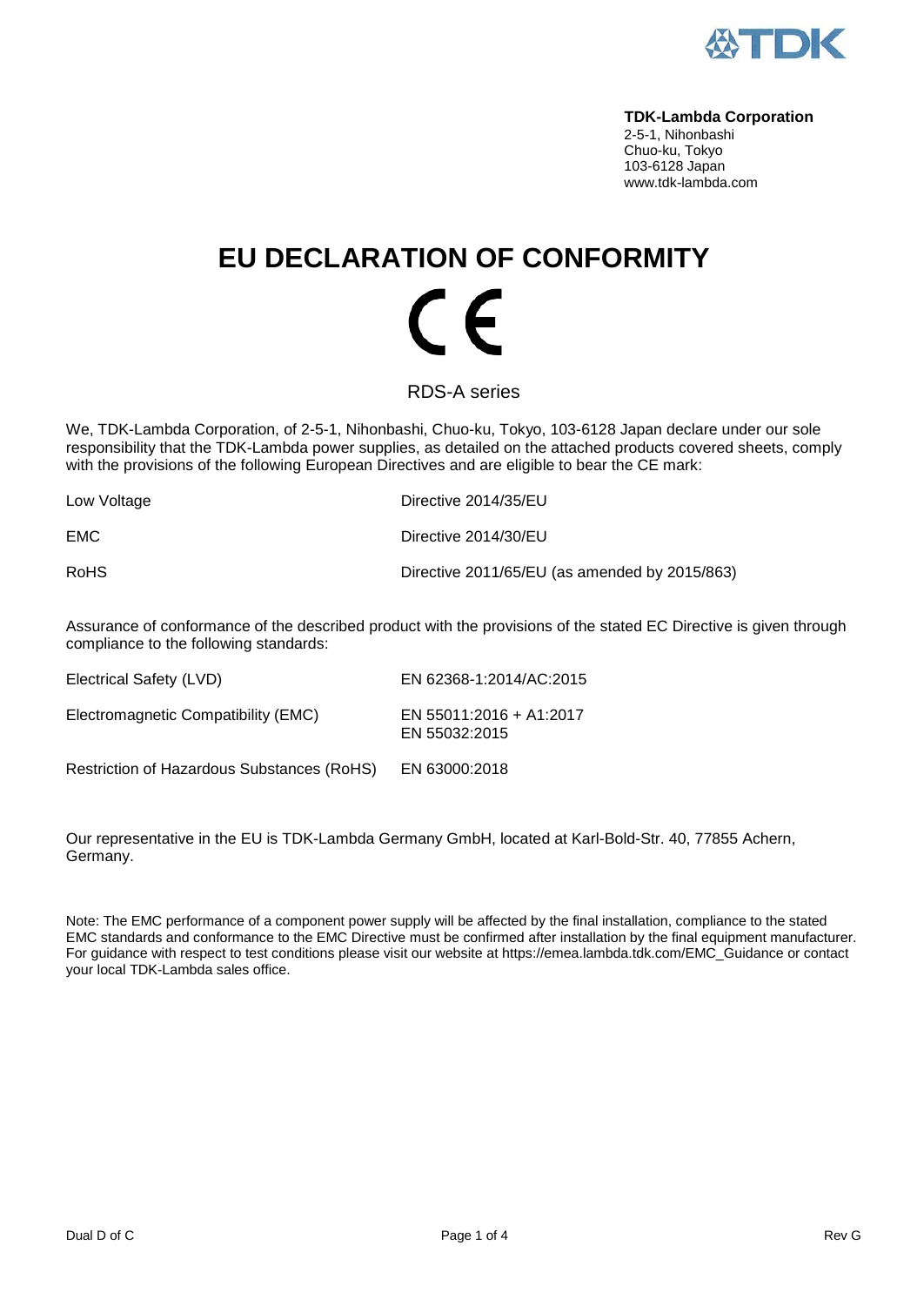**TDK-Lambda Corporation**
2-5-1, Nihonbashi
Chuo-ku, Tokyo
103-6128 Japan
www.tdk-lambda.com

# EU DECLARATION OF CONFORMITY

CE

RDS-A series

We, TDK-Lambda Corporation, of 2-5-1, Nihonbashi, Chuo-ku, Tokyo, 103-6128 Japan declare under our sole responsibility that the TDK-Lambda power supplies, as detailed on the attached products covered sheets, comply with the provisions of the following European Directives and are eligible to bear the CE mark:

| | |
|---|---|
| Low Voltage | Directive 2014/35/EU |
| EMC | Directive 2014/30/EU |
| RoHS | Directive 2011/65/EU (as amended by 2015/863) |

Assurance of conformance of the described product with the provisions of the stated EC Directive is given through compliance to the following standards:

| | |
|---|---|
| Electrical Safety (LVD) | EN 62368-1:2014/AC:2015 |
| Electromagnetic Compatibility (EMC) | EN 55011:2016 + A1:2017<br>EN 55032:2015 |
| Restriction of Hazardous Substances (RoHS) | EN 63000:2018 |

Our representative in the EU is TDK-Lambda Germany GmbH, located at Karl-Bold-Str. 40, 77855 Achern, Germany.

Note: The EMC performance of a component power supply will be affected by the final installation, compliance to the stated EMC standards and conformance to the EMC Directive must be confirmed after installation by the final equipment manufacturer. For guidance with respect to test conditions please visit our website at https://emea.lambda.tdk.com/EMC_Guidance or contact your local TDK-Lambda sales office.

Dual D of C

Rev G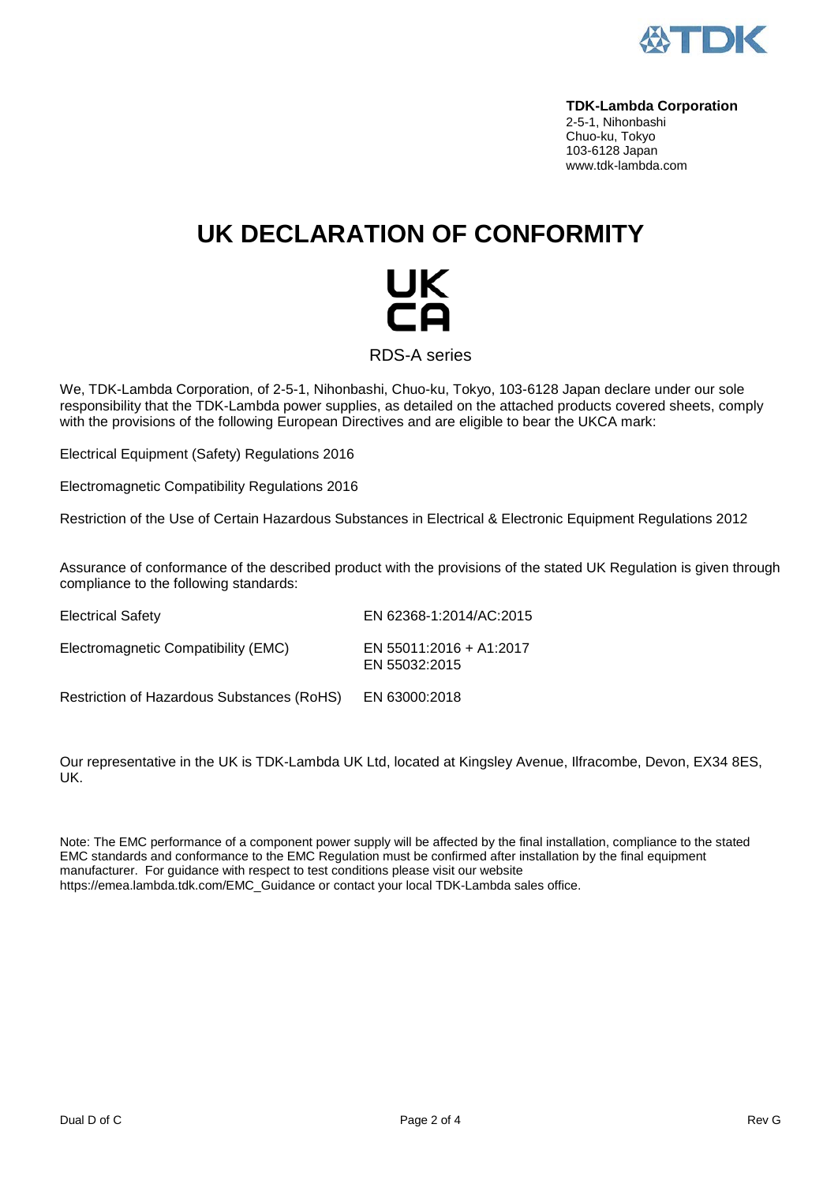**TDK-Lambda Corporation**
2-5-1, Nihonbashi
Chuo-ku, Tokyo
103-6128 Japan
www.tdk-lambda.com

# UK DECLARATION OF CONFORMITY

UK
CA

RDS-A series

We, TDK-Lambda Corporation, of 2-5-1, Nihonbashi, Chuo-ku, Tokyo, 103-6128 Japan declare under our sole responsibility that the TDK-Lambda power supplies, as detailed on the attached products covered sheets, comply with the provisions of the following European Directives and are eligible to bear the UKCA mark:

Electrical Equipment (Safety) Regulations 2016

Electromagnetic Compatibility Regulations 2016

Restriction of the Use of Certain Hazardous Substances in Electrical & Electronic Equipment Regulations 2012

Assurance of conformance of the described product with the provisions of the stated UK Regulation is given through compliance to the following standards:

| | |
|---|---|
| Electrical Safety | EN 62368-1:2014/AC:2015 |
| Electromagnetic Compatibility (EMC) | EN 55011:2016 + A1:2017<br>EN 55032:2015 |
| Restriction of Hazardous Substances (RoHS) | EN 63000:2018 |

Our representative in the UK is TDK-Lambda UK Ltd, located at Kingsley Avenue, Ilfracombe, Devon, EX34 8ES, UK.

Note: The EMC performance of a component power supply will be affected by the final installation, compliance to the stated EMC standards and conformance to the EMC Regulation must be confirmed after installation by the final equipment manufacturer. For guidance with respect to test conditions please visit our website https://emea.lambda.tdk.com/EMC_Guidance or contact your local TDK-Lambda sales office.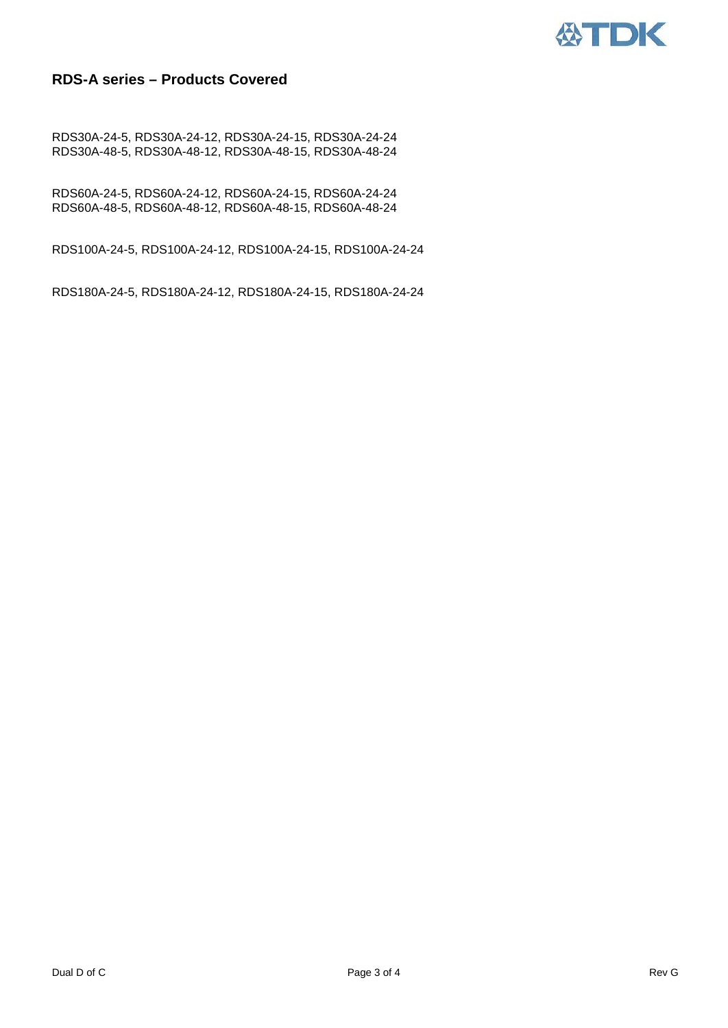## RDS-A series – Products Covered

RDS30A-24-5, RDS30A-24-12, RDS30A-24-15, RDS30A-24-24
RDS30A-48-5, RDS30A-48-12, RDS30A-48-15, RDS30A-48-24

RDS60A-24-5, RDS60A-24-12, RDS60A-24-15, RDS60A-24-24
RDS60A-48-5, RDS60A-48-12, RDS60A-48-15, RDS60A-48-24

RDS100A-24-5, RDS100A-24-12, RDS100A-24-15, RDS100A-24-24

RDS180A-24-5, RDS180A-24-12, RDS180A-24-15, RDS180A-24-24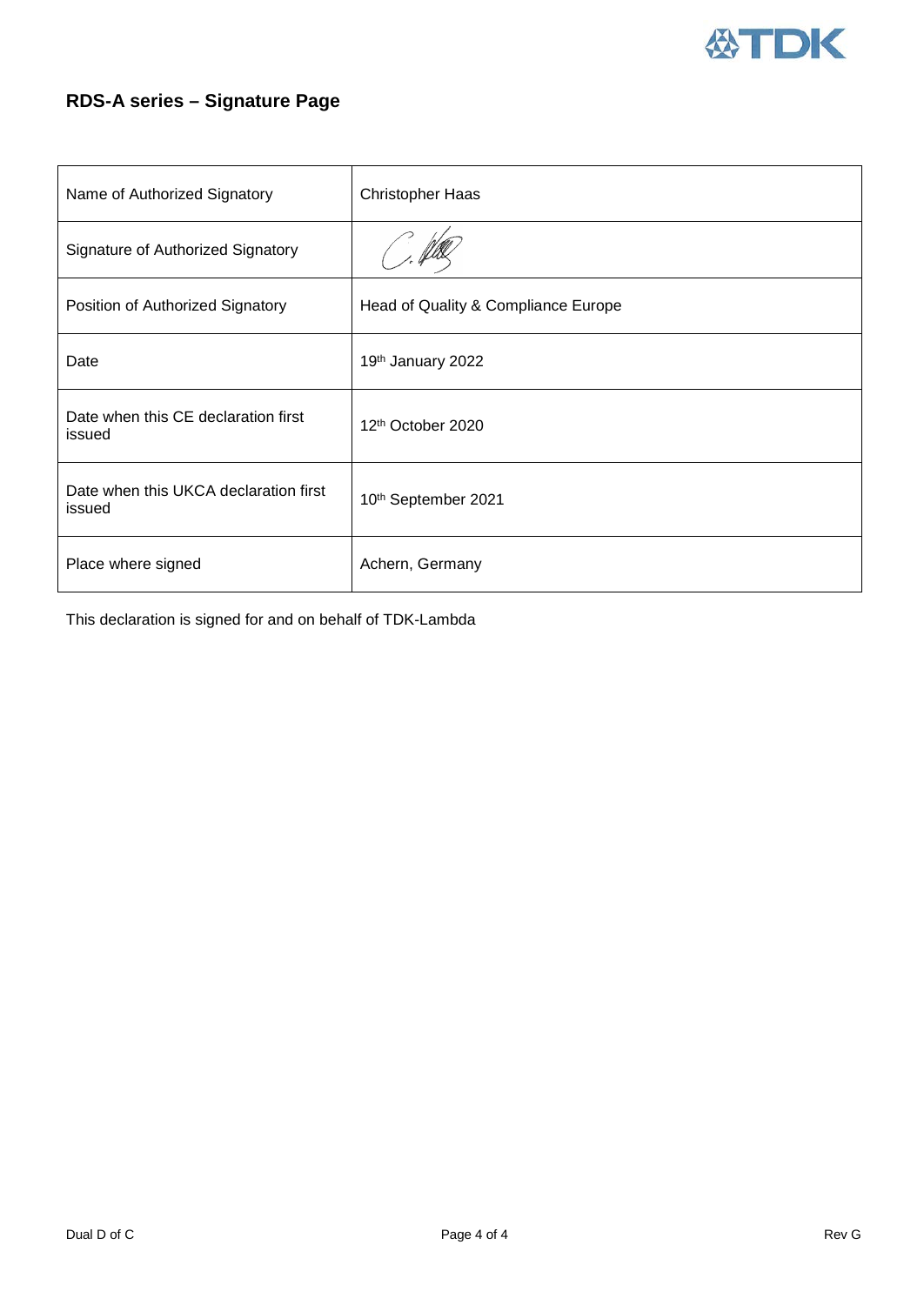## RDS-A series – Signature Page

| | |
|---|---|
| Name of Authorized Signatory | Christopher Haas |
| Signature of Authorized Signatory | |
| Position of Authorized Signatory | Head of Quality & Compliance Europe |
| Date | 19th January 2022 |
| Date when this CE declaration first issued | 12th October 2020 |
| Date when this UKCA declaration first issued | 10th September 2021 |
| Place where signed | Achern, Germany |

This declaration is signed for and on behalf of TDK-Lambda